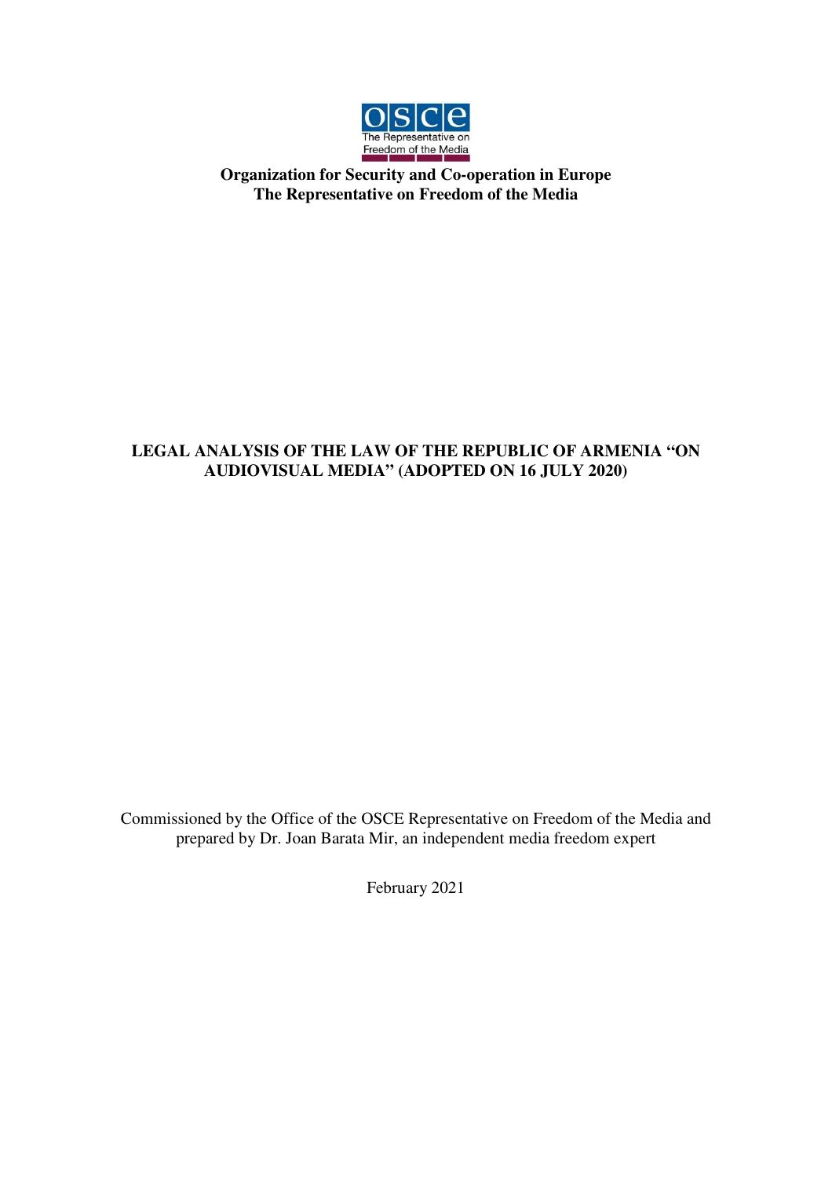osce
The Representative on Freedom of the Media

**Organization for Security and Co-operation in Europe**
**The Representative on Freedom of the Media**

# LEGAL ANALYSIS OF THE LAW OF THE REPUBLIC OF ARMENIA "ON AUDIOVISUAL MEDIA" (ADOPTED ON 16 JULY 2020)

Commissioned by the Office of the OSCE Representative on Freedom of the Media and prepared by Dr. Joan Barata Mir, an independent media freedom expert

February 2021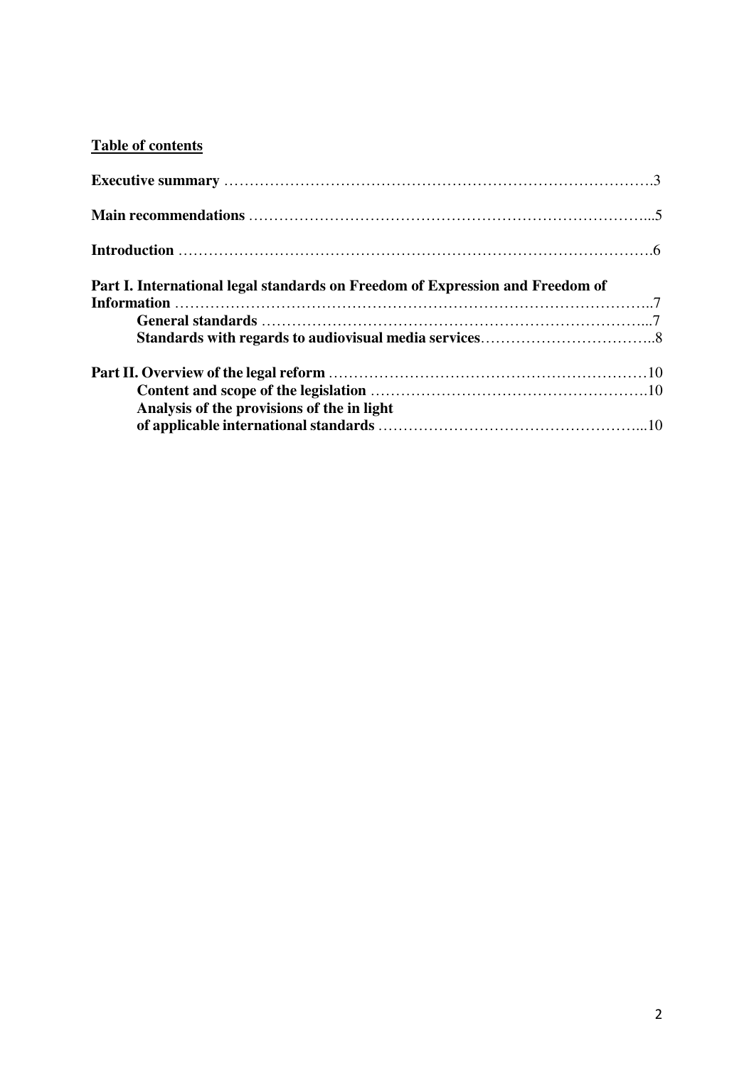**Table of contents**

**Executive summary** ……………………………………………………………………………3

**Main recommendations** …………………………………………………………………...5

**Introduction** ……………………………………………………………………………….6

**Part I. International legal standards on Freedom of Expression and Freedom of Information** ………………………………………………………………………………..7

- **General standards** ……………………………………………………………………...7
- **Standards with regards to audiovisual media services**……………………………..8

**Part II. Overview of the legal reform** ………………………………………………………10

- **Content and scope of the legislation** ……………………………………………….10
- **Analysis of the provisions of the in light of applicable international standards** ……………………………………………...10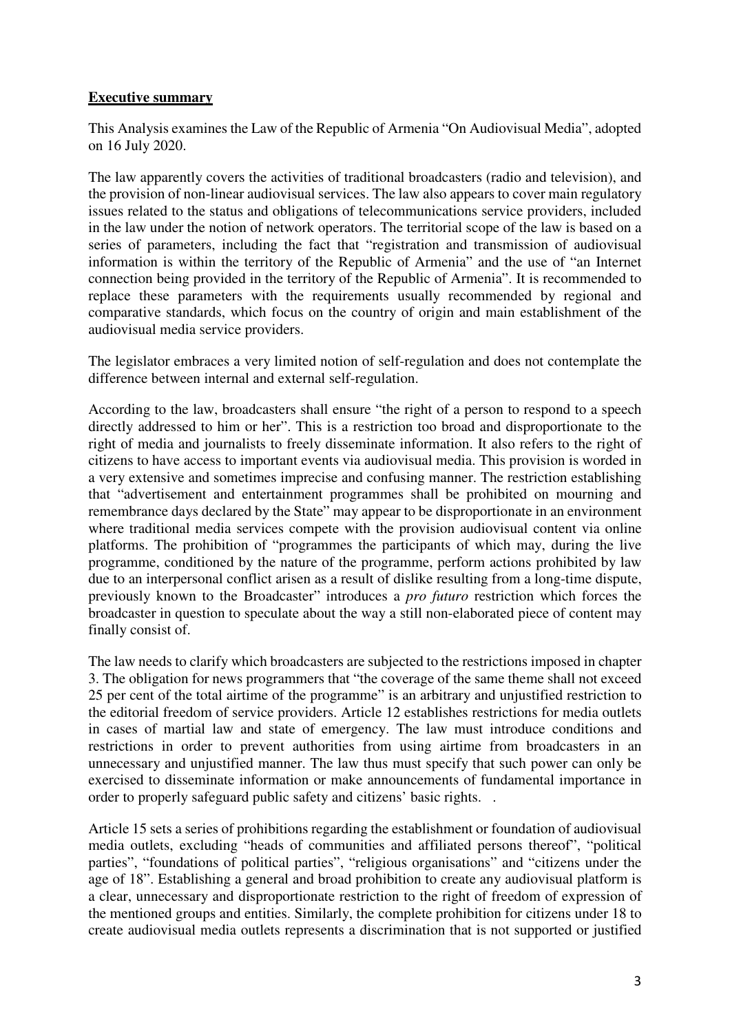**Executive summary**

This Analysis examines the Law of the Republic of Armenia "On Audiovisual Media", adopted on 16 July 2020.

The law apparently covers the activities of traditional broadcasters (radio and television), and the provision of non-linear audiovisual services. The law also appears to cover main regulatory issues related to the status and obligations of telecommunications service providers, included in the law under the notion of network operators. The territorial scope of the law is based on a series of parameters, including the fact that "registration and transmission of audiovisual information is within the territory of the Republic of Armenia" and the use of "an Internet connection being provided in the territory of the Republic of Armenia". It is recommended to replace these parameters with the requirements usually recommended by regional and comparative standards, which focus on the country of origin and main establishment of the audiovisual media service providers.

The legislator embraces a very limited notion of self-regulation and does not contemplate the difference between internal and external self-regulation.

According to the law, broadcasters shall ensure "the right of a person to respond to a speech directly addressed to him or her". This is a restriction too broad and disproportionate to the right of media and journalists to freely disseminate information. It also refers to the right of citizens to have access to important events via audiovisual media. This provision is worded in a very extensive and sometimes imprecise and confusing manner. The restriction establishing that "advertisement and entertainment programmes shall be prohibited on mourning and remembrance days declared by the State" may appear to be disproportionate in an environment where traditional media services compete with the provision audiovisual content via online platforms. The prohibition of "programmes the participants of which may, during the live programme, conditioned by the nature of the programme, perform actions prohibited by law due to an interpersonal conflict arisen as a result of dislike resulting from a long-time dispute, previously known to the Broadcaster" introduces a *pro futuro* restriction which forces the broadcaster in question to speculate about the way a still non-elaborated piece of content may finally consist of.

The law needs to clarify which broadcasters are subjected to the restrictions imposed in chapter 3. The obligation for news programmers that "the coverage of the same theme shall not exceed 25 per cent of the total airtime of the programme" is an arbitrary and unjustified restriction to the editorial freedom of service providers. Article 12 establishes restrictions for media outlets in cases of martial law and state of emergency. The law must introduce conditions and restrictions in order to prevent authorities from using airtime from broadcasters in an unnecessary and unjustified manner. The law thus must specify that such power can only be exercised to disseminate information or make announcements of fundamental importance in order to properly safeguard public safety and citizens' basic rights. .

Article 15 sets a series of prohibitions regarding the establishment or foundation of audiovisual media outlets, excluding "heads of communities and affiliated persons thereof", "political parties", "foundations of political parties", "religious organisations" and "citizens under the age of 18". Establishing a general and broad prohibition to create any audiovisual platform is a clear, unnecessary and disproportionate restriction to the right of freedom of expression of the mentioned groups and entities. Similarly, the complete prohibition for citizens under 18 to create audiovisual media outlets represents a discrimination that is not supported or justified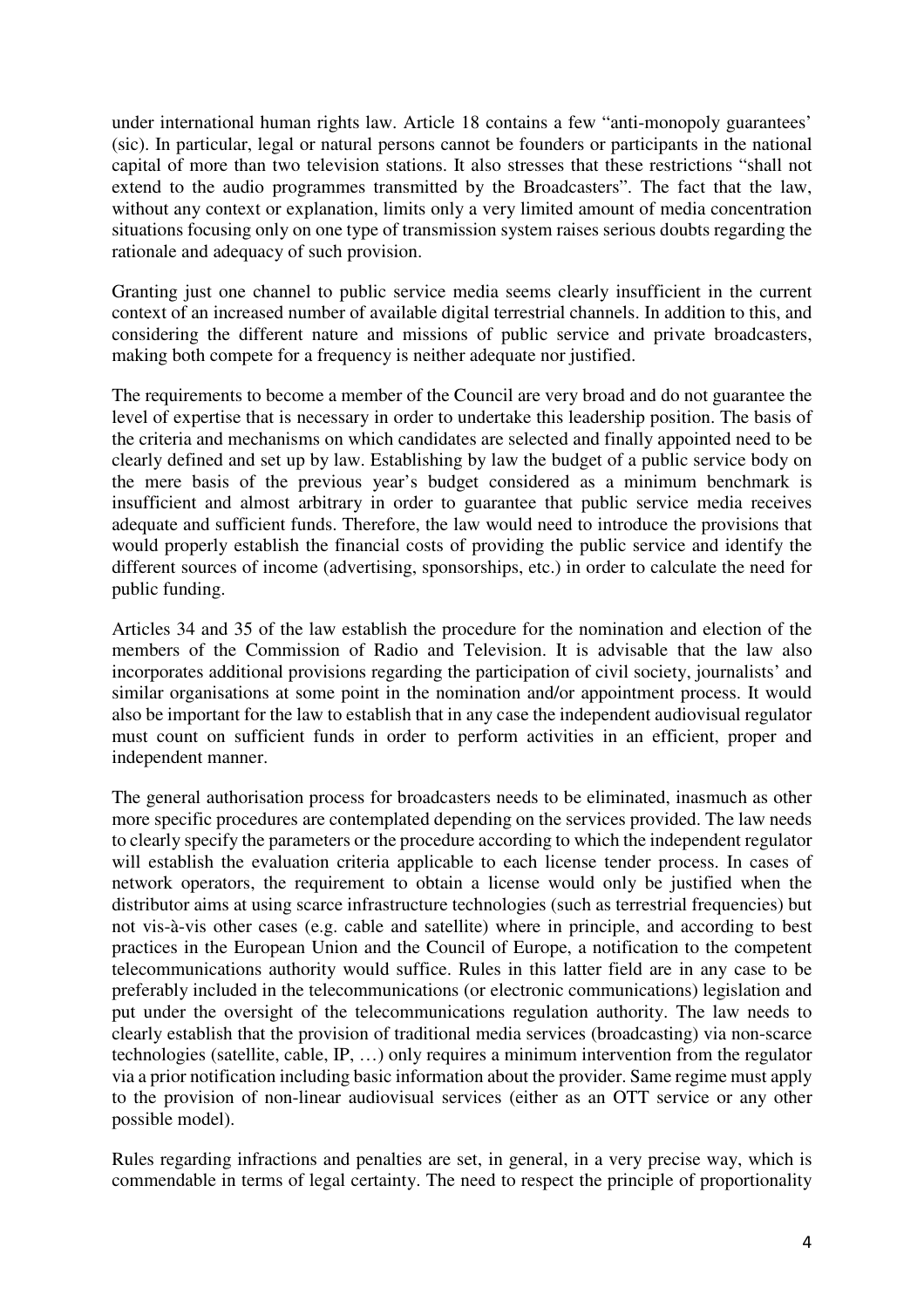under international human rights law. Article 18 contains a few "anti-monopoly guarantees' (sic). In particular, legal or natural persons cannot be founders or participants in the national capital of more than two television stations. It also stresses that these restrictions "shall not extend to the audio programmes transmitted by the Broadcasters". The fact that the law, without any context or explanation, limits only a very limited amount of media concentration situations focusing only on one type of transmission system raises serious doubts regarding the rationale and adequacy of such provision.

Granting just one channel to public service media seems clearly insufficient in the current context of an increased number of available digital terrestrial channels. In addition to this, and considering the different nature and missions of public service and private broadcasters, making both compete for a frequency is neither adequate nor justified.

The requirements to become a member of the Council are very broad and do not guarantee the level of expertise that is necessary in order to undertake this leadership position. The basis of the criteria and mechanisms on which candidates are selected and finally appointed need to be clearly defined and set up by law. Establishing by law the budget of a public service body on the mere basis of the previous year's budget considered as a minimum benchmark is insufficient and almost arbitrary in order to guarantee that public service media receives adequate and sufficient funds. Therefore, the law would need to introduce the provisions that would properly establish the financial costs of providing the public service and identify the different sources of income (advertising, sponsorships, etc.) in order to calculate the need for public funding.

Articles 34 and 35 of the law establish the procedure for the nomination and election of the members of the Commission of Radio and Television. It is advisable that the law also incorporates additional provisions regarding the participation of civil society, journalists' and similar organisations at some point in the nomination and/or appointment process. It would also be important for the law to establish that in any case the independent audiovisual regulator must count on sufficient funds in order to perform activities in an efficient, proper and independent manner.

The general authorisation process for broadcasters needs to be eliminated, inasmuch as other more specific procedures are contemplated depending on the services provided. The law needs to clearly specify the parameters or the procedure according to which the independent regulator will establish the evaluation criteria applicable to each license tender process. In cases of network operators, the requirement to obtain a license would only be justified when the distributor aims at using scarce infrastructure technologies (such as terrestrial frequencies) but not vis-à-vis other cases (e.g. cable and satellite) where in principle, and according to best practices in the European Union and the Council of Europe, a notification to the competent telecommunications authority would suffice. Rules in this latter field are in any case to be preferably included in the telecommunications (or electronic communications) legislation and put under the oversight of the telecommunications regulation authority. The law needs to clearly establish that the provision of traditional media services (broadcasting) via non-scarce technologies (satellite, cable, IP, …) only requires a minimum intervention from the regulator via a prior notification including basic information about the provider. Same regime must apply to the provision of non-linear audiovisual services (either as an OTT service or any other possible model).

Rules regarding infractions and penalties are set, in general, in a very precise way, which is commendable in terms of legal certainty. The need to respect the principle of proportionality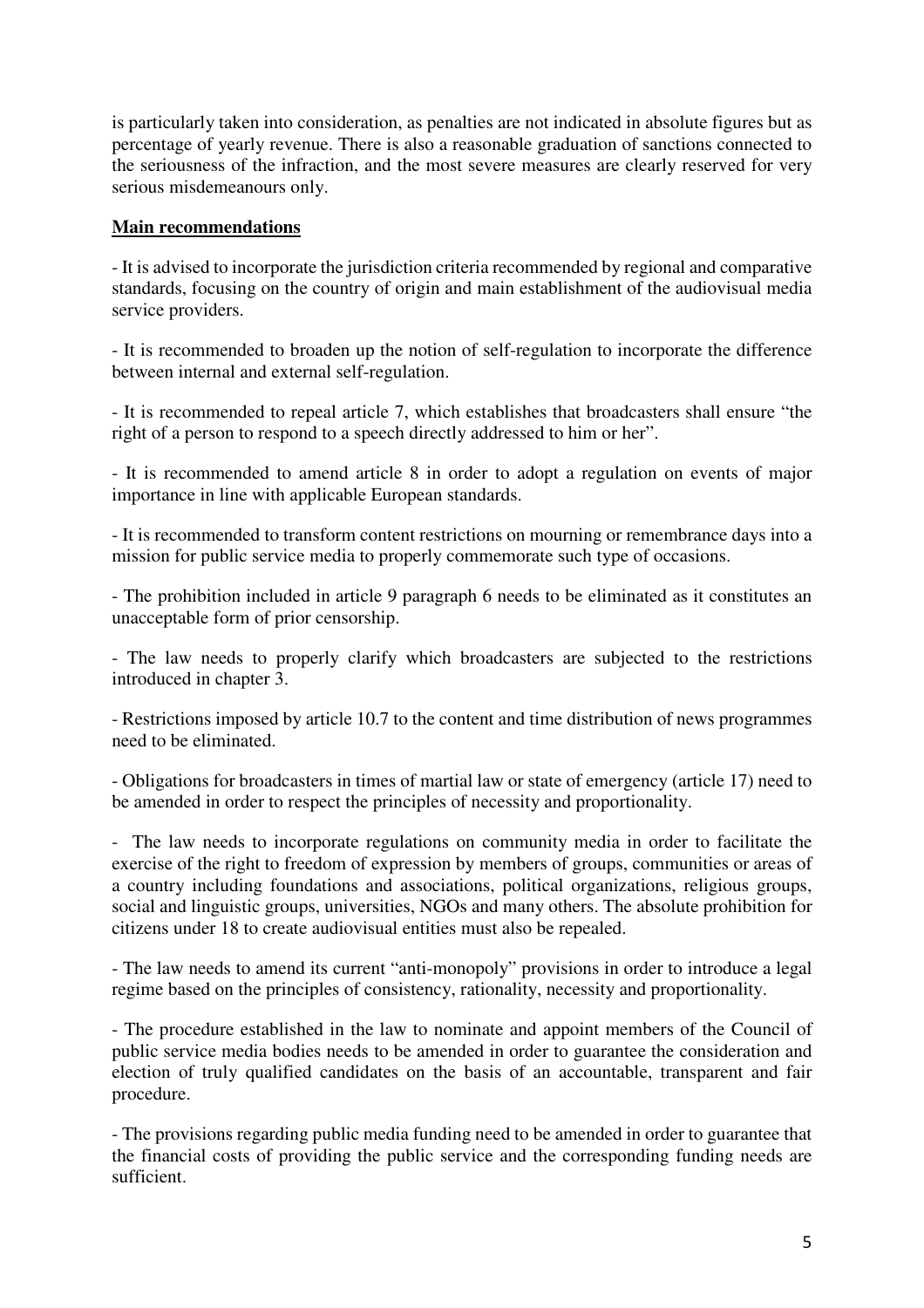is particularly taken into consideration, as penalties are not indicated in absolute figures but as percentage of yearly revenue. There is also a reasonable graduation of sanctions connected to the seriousness of the infraction, and the most severe measures are clearly reserved for very serious misdemeanours only.

**Main recommendations**

- It is advised to incorporate the jurisdiction criteria recommended by regional and comparative standards, focusing on the country of origin and main establishment of the audiovisual media service providers.

- It is recommended to broaden up the notion of self-regulation to incorporate the difference between internal and external self-regulation.

- It is recommended to repeal article 7, which establishes that broadcasters shall ensure "the right of a person to respond to a speech directly addressed to him or her".

- It is recommended to amend article 8 in order to adopt a regulation on events of major importance in line with applicable European standards.

- It is recommended to transform content restrictions on mourning or remembrance days into a mission for public service media to properly commemorate such type of occasions.

- The prohibition included in article 9 paragraph 6 needs to be eliminated as it constitutes an unacceptable form of prior censorship.

- The law needs to properly clarify which broadcasters are subjected to the restrictions introduced in chapter 3.

- Restrictions imposed by article 10.7 to the content and time distribution of news programmes need to be eliminated.

- Obligations for broadcasters in times of martial law or state of emergency (article 17) need to be amended in order to respect the principles of necessity and proportionality.

- The law needs to incorporate regulations on community media in order to facilitate the exercise of the right to freedom of expression by members of groups, communities or areas of a country including foundations and associations, political organizations, religious groups, social and linguistic groups, universities, NGOs and many others. The absolute prohibition for citizens under 18 to create audiovisual entities must also be repealed.

- The law needs to amend its current "anti-monopoly" provisions in order to introduce a legal regime based on the principles of consistency, rationality, necessity and proportionality.

- The procedure established in the law to nominate and appoint members of the Council of public service media bodies needs to be amended in order to guarantee the consideration and election of truly qualified candidates on the basis of an accountable, transparent and fair procedure.

- The provisions regarding public media funding need to be amended in order to guarantee that the financial costs of providing the public service and the corresponding funding needs are sufficient.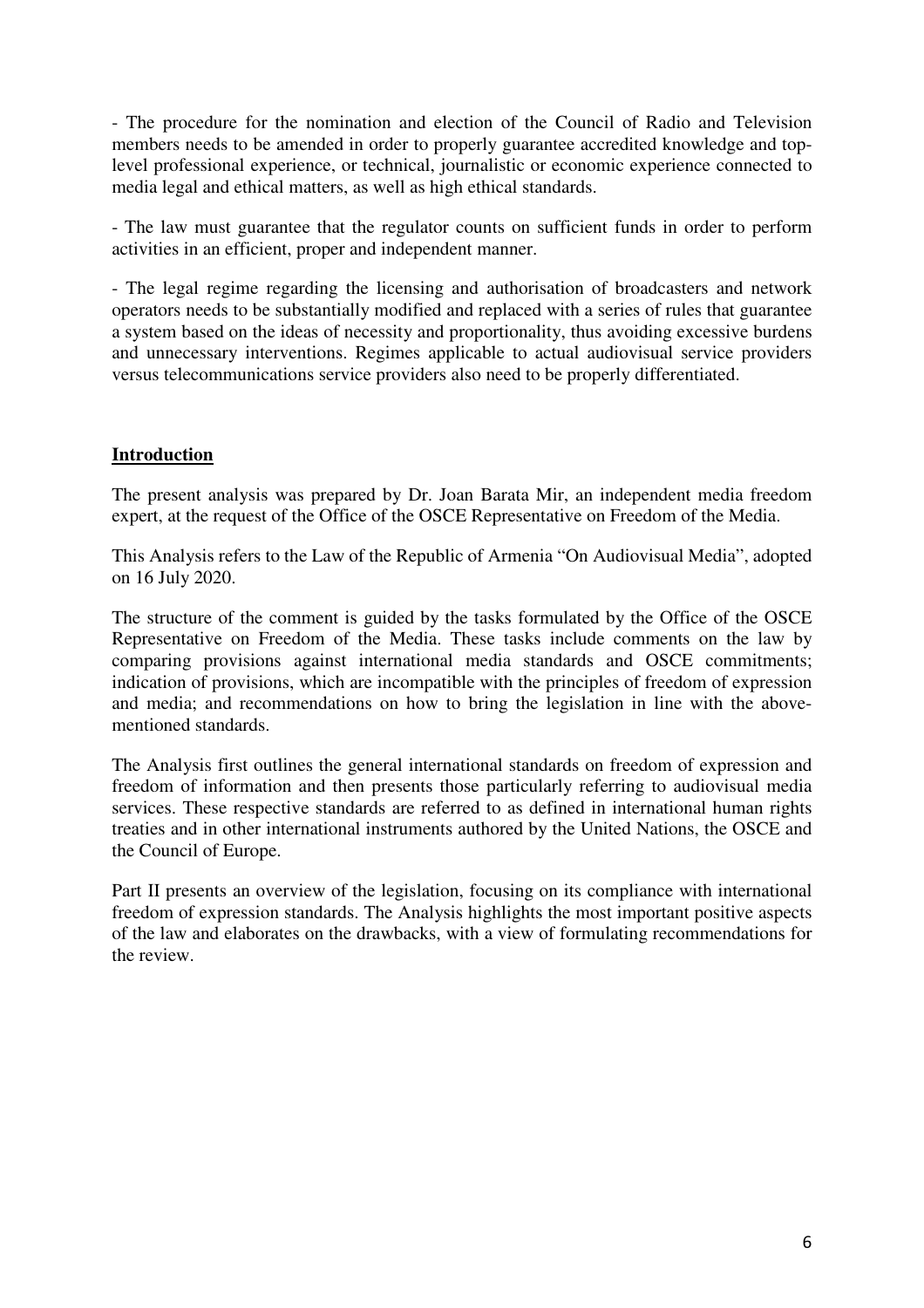- The procedure for the nomination and election of the Council of Radio and Television members needs to be amended in order to properly guarantee accredited knowledge and top-level professional experience, or technical, journalistic or economic experience connected to media legal and ethical matters, as well as high ethical standards.

- The law must guarantee that the regulator counts on sufficient funds in order to perform activities in an efficient, proper and independent manner.

- The legal regime regarding the licensing and authorisation of broadcasters and network operators needs to be substantially modified and replaced with a series of rules that guarantee a system based on the ideas of necessity and proportionality, thus avoiding excessive burdens and unnecessary interventions. Regimes applicable to actual audiovisual service providers versus telecommunications service providers also need to be properly differentiated.

## Introduction

The present analysis was prepared by Dr. Joan Barata Mir, an independent media freedom expert, at the request of the Office of the OSCE Representative on Freedom of the Media.

This Analysis refers to the Law of the Republic of Armenia "On Audiovisual Media", adopted on 16 July 2020.

The structure of the comment is guided by the tasks formulated by the Office of the OSCE Representative on Freedom of the Media. These tasks include comments on the law by comparing provisions against international media standards and OSCE commitments; indication of provisions, which are incompatible with the principles of freedom of expression and media; and recommendations on how to bring the legislation in line with the above-mentioned standards.

The Analysis first outlines the general international standards on freedom of expression and freedom of information and then presents those particularly referring to audiovisual media services. These respective standards are referred to as defined in international human rights treaties and in other international instruments authored by the United Nations, the OSCE and the Council of Europe.

Part II presents an overview of the legislation, focusing on its compliance with international freedom of expression standards. The Analysis highlights the most important positive aspects of the law and elaborates on the drawbacks, with a view of formulating recommendations for the review.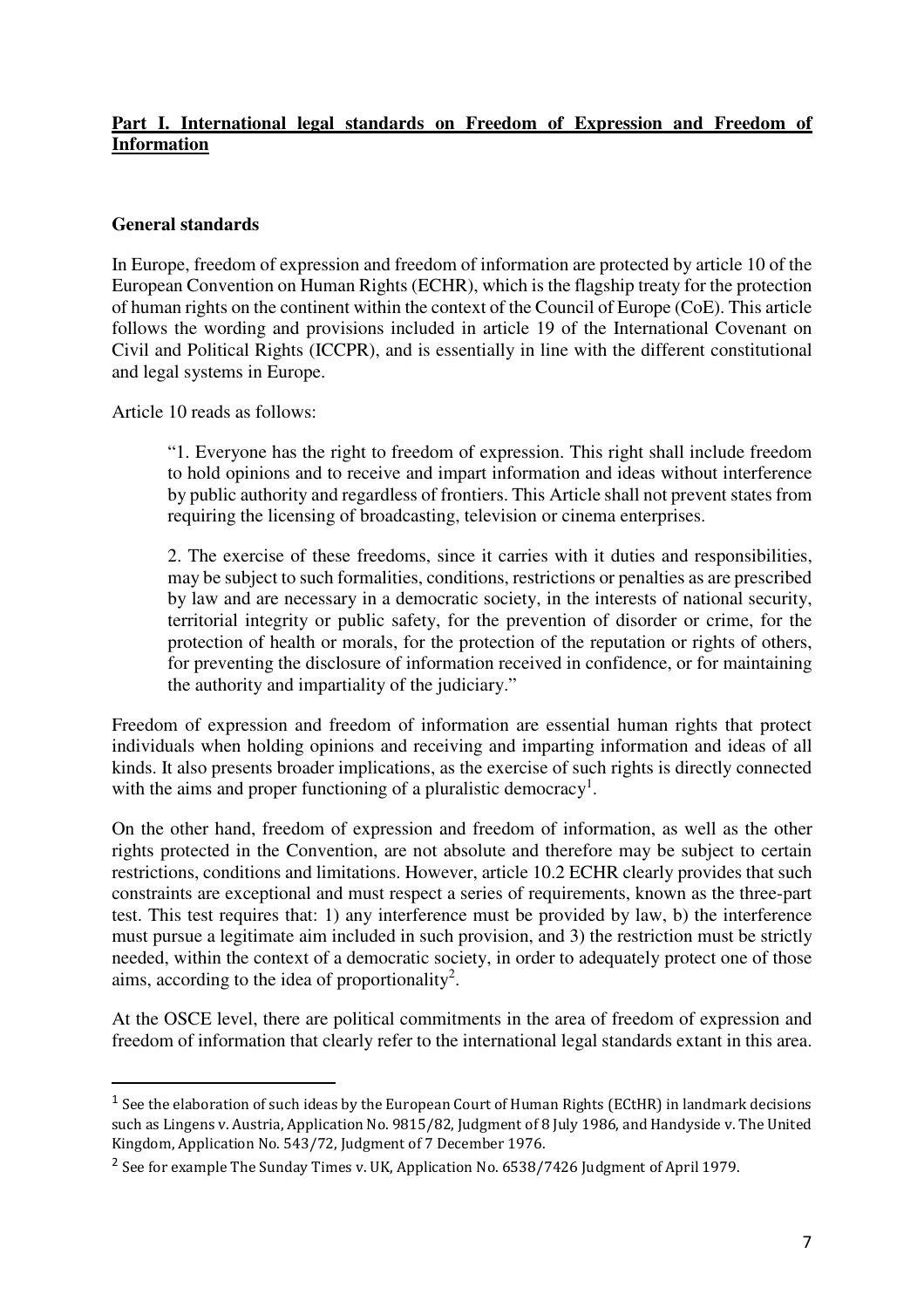## **Part I. International legal standards on Freedom of Expression and Freedom of Information**

### **General standards**

In Europe, freedom of expression and freedom of information are protected by article 10 of the European Convention on Human Rights (ECHR), which is the flagship treaty for the protection of human rights on the continent within the context of the Council of Europe (CoE). This article follows the wording and provisions included in article 19 of the International Covenant on Civil and Political Rights (ICCPR), and is essentially in line with the different constitutional and legal systems in Europe.

Article 10 reads as follows:

> "1. Everyone has the right to freedom of expression. This right shall include freedom to hold opinions and to receive and impart information and ideas without interference by public authority and regardless of frontiers. This Article shall not prevent states from requiring the licensing of broadcasting, television or cinema enterprises.
>
> 2. The exercise of these freedoms, since it carries with it duties and responsibilities, may be subject to such formalities, conditions, restrictions or penalties as are prescribed by law and are necessary in a democratic society, in the interests of national security, territorial integrity or public safety, for the prevention of disorder or crime, for the protection of health or morals, for the protection of the reputation or rights of others, for preventing the disclosure of information received in confidence, or for maintaining the authority and impartiality of the judiciary."

Freedom of expression and freedom of information are essential human rights that protect individuals when holding opinions and receiving and imparting information and ideas of all kinds. It also presents broader implications, as the exercise of such rights is directly connected with the aims and proper functioning of a pluralistic democracy[1].

On the other hand, freedom of expression and freedom of information, as well as the other rights protected in the Convention, are not absolute and therefore may be subject to certain restrictions, conditions and limitations. However, article 10.2 ECHR clearly provides that such constraints are exceptional and must respect a series of requirements, known as the three-part test. This test requires that: 1) any interference must be provided by law, b) the interference must pursue a legitimate aim included in such provision, and 3) the restriction must be strictly needed, within the context of a democratic society, in order to adequately protect one of those aims, according to the idea of proportionality[2].

At the OSCE level, there are political commitments in the area of freedom of expression and freedom of information that clearly refer to the international legal standards extant in this area.

---

[1] See the elaboration of such ideas by the European Court of Human Rights (ECtHR) in landmark decisions such as Lingens v. Austria, Application No. 9815/82, Judgment of 8 July 1986, and Handyside v. The United Kingdom, Application No. 543/72, Judgment of 7 December 1976.

[2] See for example The Sunday Times v. UK, Application No. 6538/7426 Judgment of April 1979.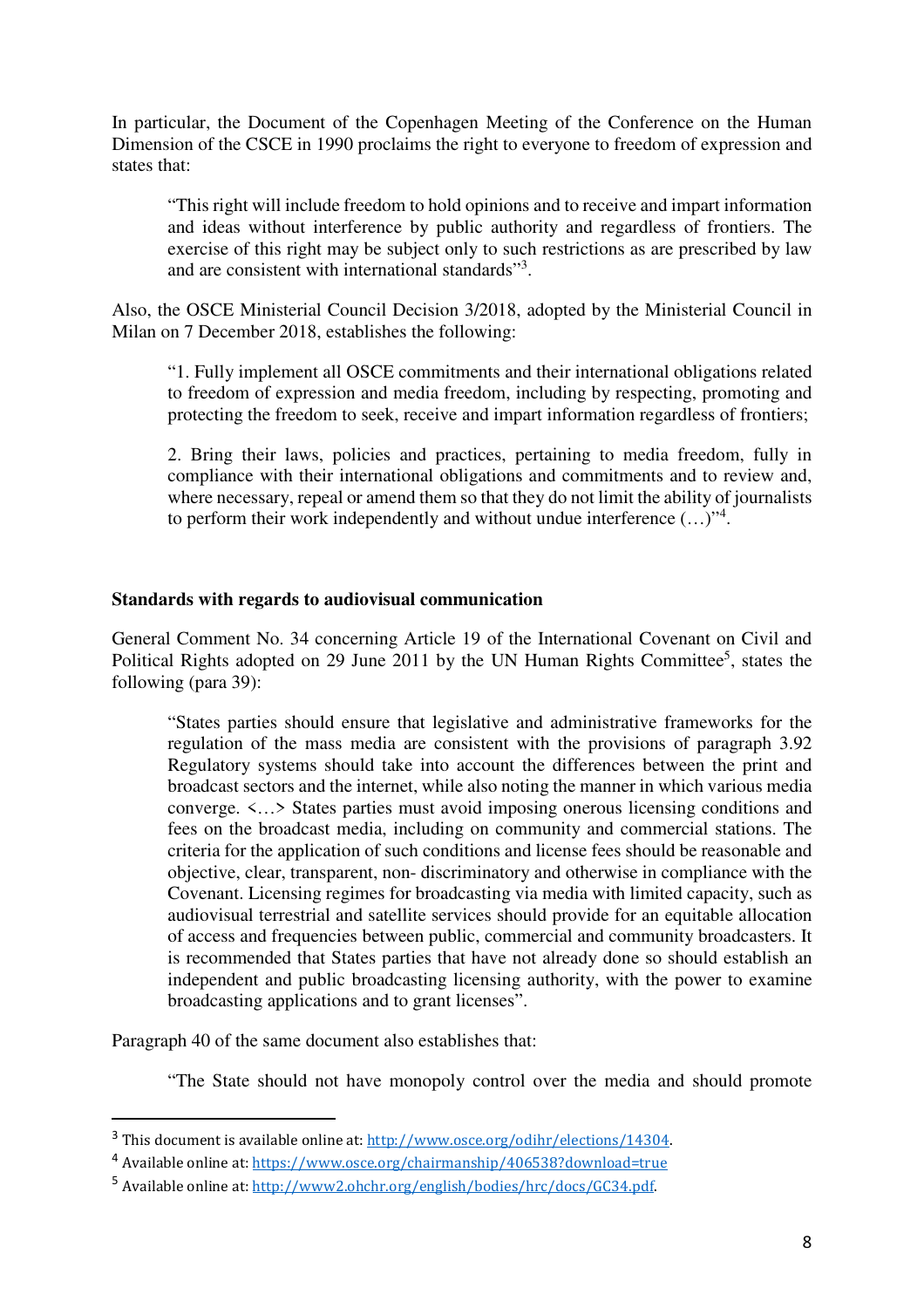In particular, the Document of the Copenhagen Meeting of the Conference on the Human Dimension of the CSCE in 1990 proclaims the right to everyone to freedom of expression and states that:

> "This right will include freedom to hold opinions and to receive and impart information and ideas without interference by public authority and regardless of frontiers. The exercise of this right may be subject only to such restrictions as are prescribed by law and are consistent with international standards"[3].

Also, the OSCE Ministerial Council Decision 3/2018, adopted by the Ministerial Council in Milan on 7 December 2018, establishes the following:

> "1. Fully implement all OSCE commitments and their international obligations related to freedom of expression and media freedom, including by respecting, promoting and protecting the freedom to seek, receive and impart information regardless of frontiers;
>
> 2. Bring their laws, policies and practices, pertaining to media freedom, fully in compliance with their international obligations and commitments and to review and, where necessary, repeal or amend them so that they do not limit the ability of journalists to perform their work independently and without undue interference (…)"[4].

**Standards with regards to audiovisual communication**

General Comment No. 34 concerning Article 19 of the International Covenant on Civil and Political Rights adopted on 29 June 2011 by the UN Human Rights Committee[5], states the following (para 39):

> "States parties should ensure that legislative and administrative frameworks for the regulation of the mass media are consistent with the provisions of paragraph 3.92 Regulatory systems should take into account the differences between the print and broadcast sectors and the internet, while also noting the manner in which various media converge. <…> States parties must avoid imposing onerous licensing conditions and fees on the broadcast media, including on community and commercial stations. The criteria for the application of such conditions and license fees should be reasonable and objective, clear, transparent, non- discriminatory and otherwise in compliance with the Covenant. Licensing regimes for broadcasting via media with limited capacity, such as audiovisual terrestrial and satellite services should provide for an equitable allocation of access and frequencies between public, commercial and community broadcasters. It is recommended that States parties that have not already done so should establish an independent and public broadcasting licensing authority, with the power to examine broadcasting applications and to grant licenses".

Paragraph 40 of the same document also establishes that:

> "The State should not have monopoly control over the media and should promote

---

[3] This document is available online at: http://www.osce.org/odihr/elections/14304.

[4] Available online at: https://www.osce.org/chairmanship/406538?download=true

[5] Available online at: http://www2.ohchr.org/english/bodies/hrc/docs/GC34.pdf.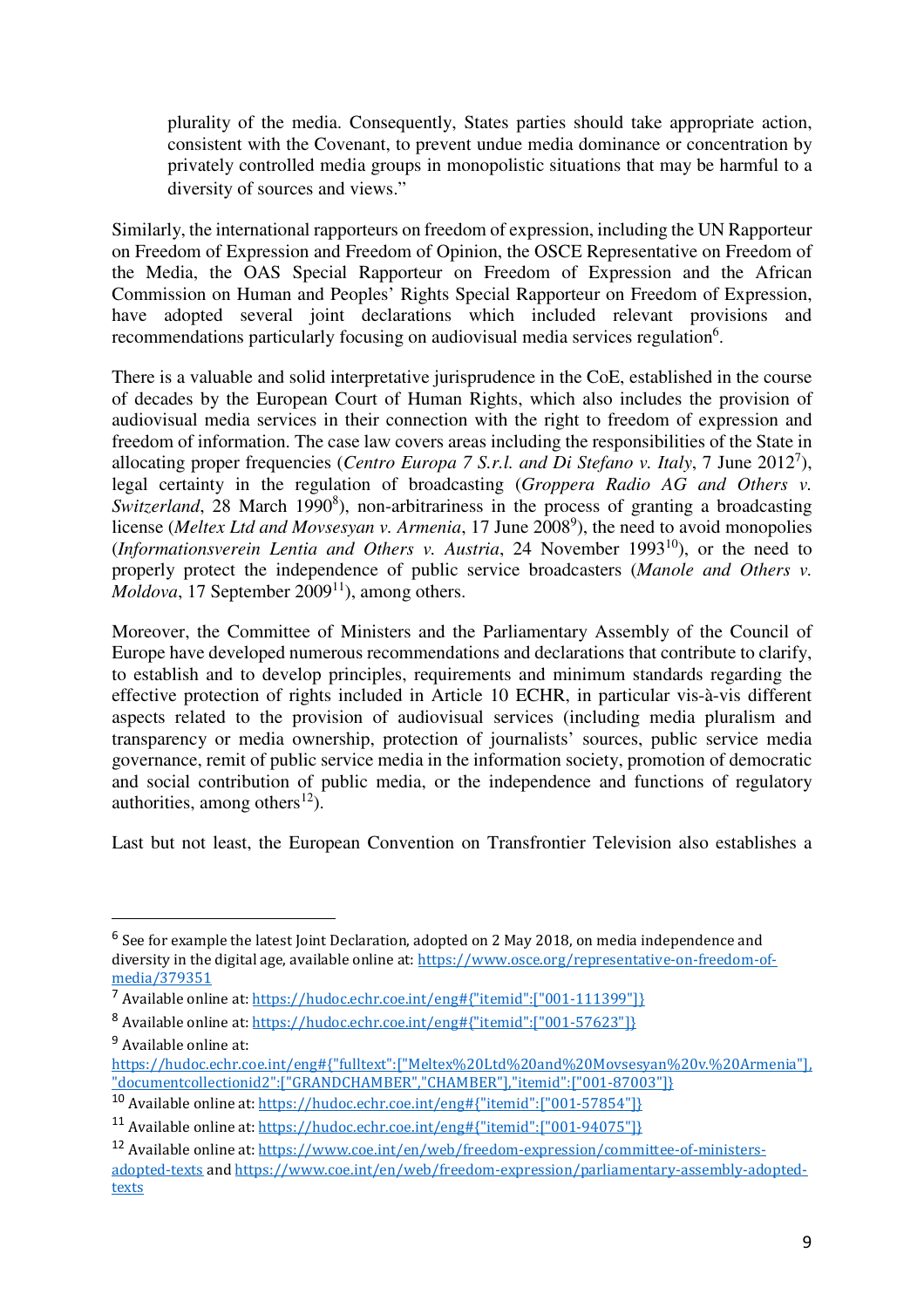> plurality of the media. Consequently, States parties should take appropriate action, consistent with the Covenant, to prevent undue media dominance or concentration by privately controlled media groups in monopolistic situations that may be harmful to a diversity of sources and views."

Similarly, the international rapporteurs on freedom of expression, including the UN Rapporteur on Freedom of Expression and Freedom of Opinion, the OSCE Representative on Freedom of the Media, the OAS Special Rapporteur on Freedom of Expression and the African Commission on Human and Peoples' Rights Special Rapporteur on Freedom of Expression, have adopted several joint declarations which included relevant provisions and recommendations particularly focusing on audiovisual media services regulation[6].

There is a valuable and solid interpretative jurisprudence in the CoE, established in the course of decades by the European Court of Human Rights, which also includes the provision of audiovisual media services in their connection with the right to freedom of expression and freedom of information. The case law covers areas including the responsibilities of the State in allocating proper frequencies (*Centro Europa 7 S.r.l. and Di Stefano v. Italy*, 7 June 2012[7]), legal certainty in the regulation of broadcasting (*Groppera Radio AG and Others v. Switzerland*, 28 March 1990[8]), non-arbitrariness in the process of granting a broadcasting license (*Meltex Ltd and Movsesyan v. Armenia*, 17 June 2008[9]), the need to avoid monopolies (*Informationsverein Lentia and Others v. Austria*, 24 November 1993[10]), or the need to properly protect the independence of public service broadcasters (*Manole and Others v. Moldova*, 17 September 2009[11]), among others.

Moreover, the Committee of Ministers and the Parliamentary Assembly of the Council of Europe have developed numerous recommendations and declarations that contribute to clarify, to establish and to develop principles, requirements and minimum standards regarding the effective protection of rights included in Article 10 ECHR, in particular vis-à-vis different aspects related to the provision of audiovisual services (including media pluralism and transparency or media ownership, protection of journalists' sources, public service media governance, remit of public service media in the information society, promotion of democratic and social contribution of public media, or the independence and functions of regulatory authorities, among others[12]).

Last but not least, the European Convention on Transfrontier Television also establishes a

---

[6] See for example the latest Joint Declaration, adopted on 2 May 2018, on media independence and diversity in the digital age, available online at: https://www.osce.org/representative-on-freedom-of-media/379351

[7] Available online at: https://hudoc.echr.coe.int/eng#{"itemid":["001-111399"]}

[8] Available online at: https://hudoc.echr.coe.int/eng#{"itemid":["001-57623"]}

[9] Available online at: https://hudoc.echr.coe.int/eng#{"fulltext":["Meltex%20Ltd%20and%20Movsesyan%20v.%20Armenia"],"documentcollectionid2":["GRANDCHAMBER","CHAMBER"],"itemid":["001-87003"]}

[10] Available online at: https://hudoc.echr.coe.int/eng#{"itemid":["001-57854"]}

[11] Available online at: https://hudoc.echr.coe.int/eng#{"itemid":["001-94075"]}

[12] Available online at: https://www.coe.int/en/web/freedom-expression/committee-of-ministers-adopted-texts and https://www.coe.int/en/web/freedom-expression/parliamentary-assembly-adopted-texts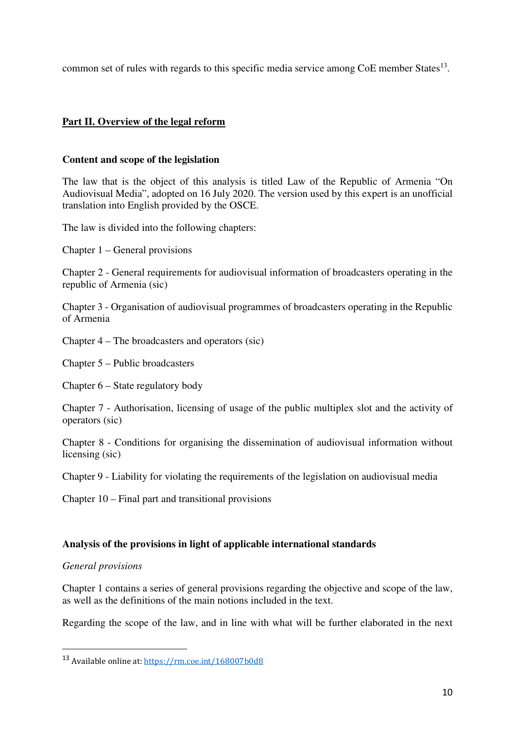common set of rules with regards to this specific media service among CoE member States[13].

## Part II. Overview of the legal reform

### Content and scope of the legislation

The law that is the object of this analysis is titled Law of the Republic of Armenia "On Audiovisual Media", adopted on 16 July 2020. The version used by this expert is an unofficial translation into English provided by the OSCE.

The law is divided into the following chapters:

Chapter 1 – General provisions

Chapter 2 - General requirements for audiovisual information of broadcasters operating in the republic of Armenia (sic)

Chapter 3 - Organisation of audiovisual programmes of broadcasters operating in the Republic of Armenia

Chapter 4 – The broadcasters and operators (sic)

Chapter 5 – Public broadcasters

Chapter 6 – State regulatory body

Chapter 7 - Authorisation, licensing of usage of the public multiplex slot and the activity of operators (sic)

Chapter 8 - Conditions for organising the dissemination of audiovisual information without licensing (sic)

Chapter 9 - Liability for violating the requirements of the legislation on audiovisual media

Chapter 10 – Final part and transitional provisions

### Analysis of the provisions in light of applicable international standards

*General provisions*

Chapter 1 contains a series of general provisions regarding the objective and scope of the law, as well as the definitions of the main notions included in the text.

Regarding the scope of the law, and in line with what will be further elaborated in the next

---

[13] Available online at: https://rm.coe.int/168007b0d8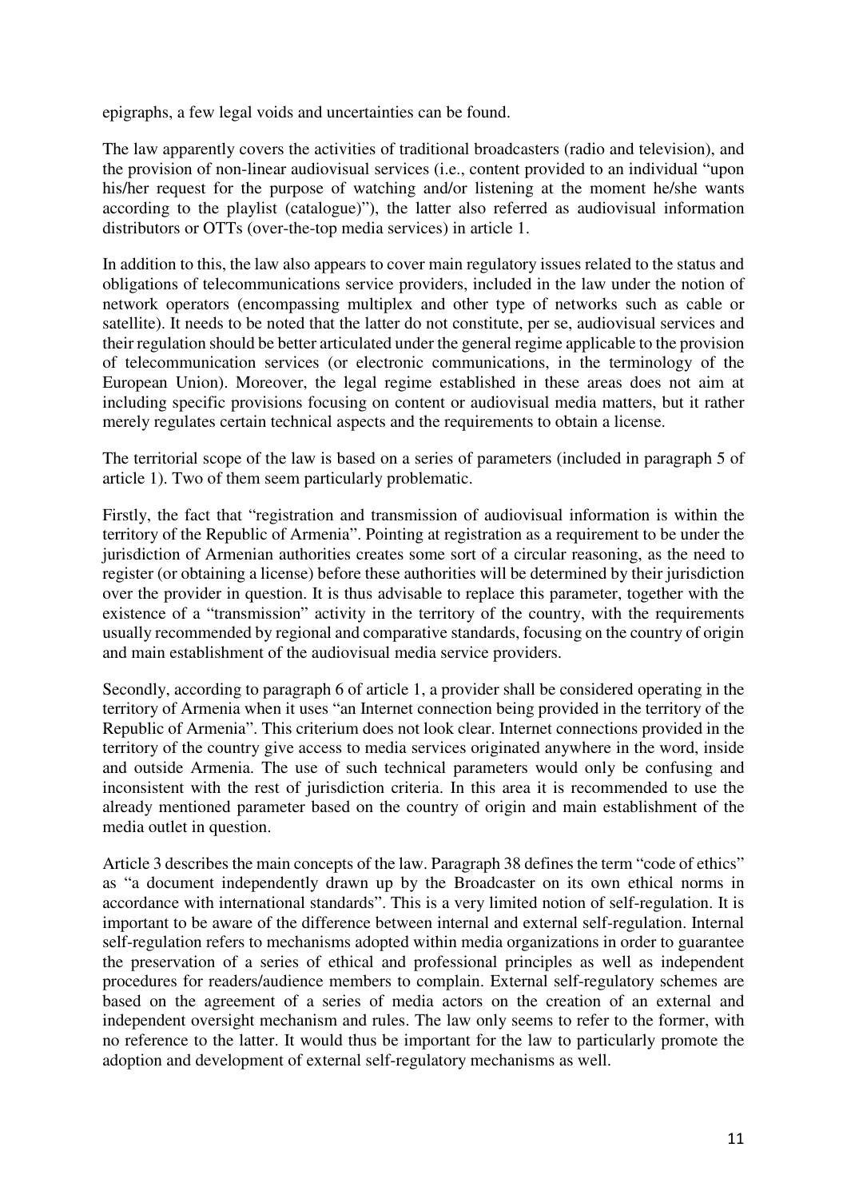epigraphs, a few legal voids and uncertainties can be found.

The law apparently covers the activities of traditional broadcasters (radio and television), and the provision of non-linear audiovisual services (i.e., content provided to an individual "upon his/her request for the purpose of watching and/or listening at the moment he/she wants according to the playlist (catalogue)"), the latter also referred as audiovisual information distributors or OTTs (over-the-top media services) in article 1.

In addition to this, the law also appears to cover main regulatory issues related to the status and obligations of telecommunications service providers, included in the law under the notion of network operators (encompassing multiplex and other type of networks such as cable or satellite). It needs to be noted that the latter do not constitute, per se, audiovisual services and their regulation should be better articulated under the general regime applicable to the provision of telecommunication services (or electronic communications, in the terminology of the European Union). Moreover, the legal regime established in these areas does not aim at including specific provisions focusing on content or audiovisual media matters, but it rather merely regulates certain technical aspects and the requirements to obtain a license.

The territorial scope of the law is based on a series of parameters (included in paragraph 5 of article 1). Two of them seem particularly problematic.

Firstly, the fact that "registration and transmission of audiovisual information is within the territory of the Republic of Armenia". Pointing at registration as a requirement to be under the jurisdiction of Armenian authorities creates some sort of a circular reasoning, as the need to register (or obtaining a license) before these authorities will be determined by their jurisdiction over the provider in question. It is thus advisable to replace this parameter, together with the existence of a "transmission" activity in the territory of the country, with the requirements usually recommended by regional and comparative standards, focusing on the country of origin and main establishment of the audiovisual media service providers.

Secondly, according to paragraph 6 of article 1, a provider shall be considered operating in the territory of Armenia when it uses "an Internet connection being provided in the territory of the Republic of Armenia". This criterium does not look clear. Internet connections provided in the territory of the country give access to media services originated anywhere in the word, inside and outside Armenia. The use of such technical parameters would only be confusing and inconsistent with the rest of jurisdiction criteria. In this area it is recommended to use the already mentioned parameter based on the country of origin and main establishment of the media outlet in question.

Article 3 describes the main concepts of the law. Paragraph 38 defines the term "code of ethics" as "a document independently drawn up by the Broadcaster on its own ethical norms in accordance with international standards". This is a very limited notion of self-regulation. It is important to be aware of the difference between internal and external self-regulation. Internal self-regulation refers to mechanisms adopted within media organizations in order to guarantee the preservation of a series of ethical and professional principles as well as independent procedures for readers/audience members to complain. External self-regulatory schemes are based on the agreement of a series of media actors on the creation of an external and independent oversight mechanism and rules. The law only seems to refer to the former, with no reference to the latter. It would thus be important for the law to particularly promote the adoption and development of external self-regulatory mechanisms as well.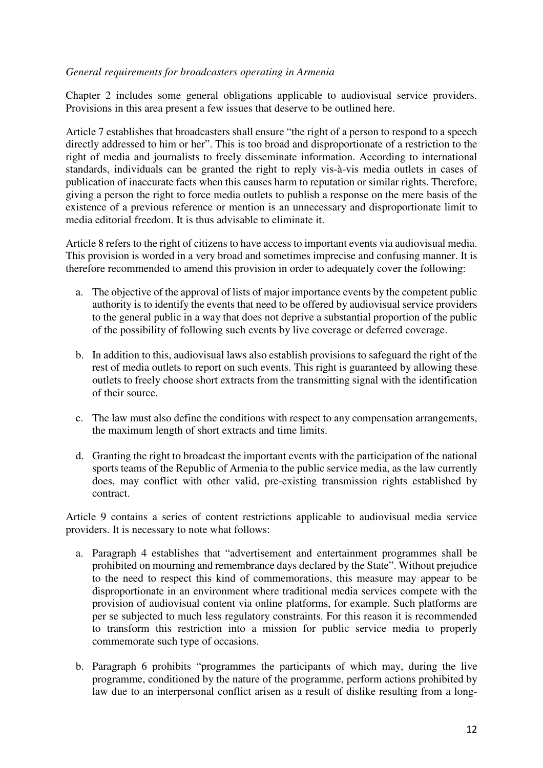*General requirements for broadcasters operating in Armenia*

Chapter 2 includes some general obligations applicable to audiovisual service providers. Provisions in this area present a few issues that deserve to be outlined here.

Article 7 establishes that broadcasters shall ensure "the right of a person to respond to a speech directly addressed to him or her". This is too broad and disproportionate of a restriction to the right of media and journalists to freely disseminate information. According to international standards, individuals can be granted the right to reply vis-à-vis media outlets in cases of publication of inaccurate facts when this causes harm to reputation or similar rights. Therefore, giving a person the right to force media outlets to publish a response on the mere basis of the existence of a previous reference or mention is an unnecessary and disproportionate limit to media editorial freedom. It is thus advisable to eliminate it.

Article 8 refers to the right of citizens to have access to important events via audiovisual media. This provision is worded in a very broad and sometimes imprecise and confusing manner. It is therefore recommended to amend this provision in order to adequately cover the following:

a. The objective of the approval of lists of major importance events by the competent public authority is to identify the events that need to be offered by audiovisual service providers to the general public in a way that does not deprive a substantial proportion of the public of the possibility of following such events by live coverage or deferred coverage.

b. In addition to this, audiovisual laws also establish provisions to safeguard the right of the rest of media outlets to report on such events. This right is guaranteed by allowing these outlets to freely choose short extracts from the transmitting signal with the identification of their source.

c. The law must also define the conditions with respect to any compensation arrangements, the maximum length of short extracts and time limits.

d. Granting the right to broadcast the important events with the participation of the national sports teams of the Republic of Armenia to the public service media, as the law currently does, may conflict with other valid, pre-existing transmission rights established by contract.

Article 9 contains a series of content restrictions applicable to audiovisual media service providers. It is necessary to note what follows:

a. Paragraph 4 establishes that "advertisement and entertainment programmes shall be prohibited on mourning and remembrance days declared by the State". Without prejudice to the need to respect this kind of commemorations, this measure may appear to be disproportionate in an environment where traditional media services compete with the provision of audiovisual content via online platforms, for example. Such platforms are per se subjected to much less regulatory constraints. For this reason it is recommended to transform this restriction into a mission for public service media to properly commemorate such type of occasions.

b. Paragraph 6 prohibits "programmes the participants of which may, during the live programme, conditioned by the nature of the programme, perform actions prohibited by law due to an interpersonal conflict arisen as a result of dislike resulting from a long-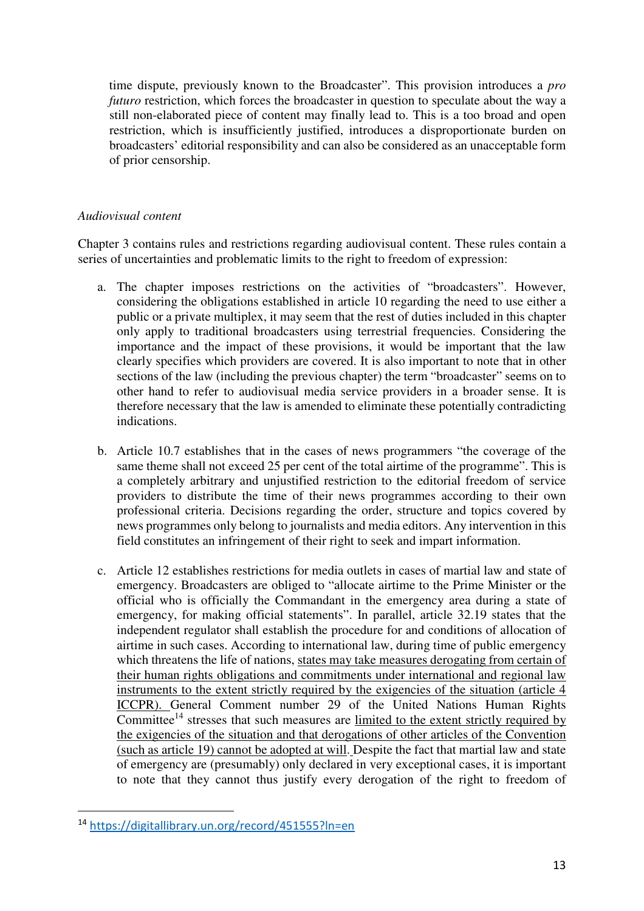time dispute, previously known to the Broadcaster". This provision introduces a *pro futuro* restriction, which forces the broadcaster in question to speculate about the way a still non-elaborated piece of content may finally lead to. This is a too broad and open restriction, which is insufficiently justified, introduces a disproportionate burden on broadcasters' editorial responsibility and can also be considered as an unacceptable form of prior censorship.

*Audiovisual content*

Chapter 3 contains rules and restrictions regarding audiovisual content. These rules contain a series of uncertainties and problematic limits to the right to freedom of expression:

a. The chapter imposes restrictions on the activities of "broadcasters". However, considering the obligations established in article 10 regarding the need to use either a public or a private multiplex, it may seem that the rest of duties included in this chapter only apply to traditional broadcasters using terrestrial frequencies. Considering the importance and the impact of these provisions, it would be important that the law clearly specifies which providers are covered. It is also important to note that in other sections of the law (including the previous chapter) the term "broadcaster" seems on to other hand to refer to audiovisual media service providers in a broader sense. It is therefore necessary that the law is amended to eliminate these potentially contradicting indications.

b. Article 10.7 establishes that in the cases of news programmers "the coverage of the same theme shall not exceed 25 per cent of the total airtime of the programme". This is a completely arbitrary and unjustified restriction to the editorial freedom of service providers to distribute the time of their news programmes according to their own professional criteria. Decisions regarding the order, structure and topics covered by news programmes only belong to journalists and media editors. Any intervention in this field constitutes an infringement of their right to seek and impart information.

c. Article 12 establishes restrictions for media outlets in cases of martial law and state of emergency. Broadcasters are obliged to "allocate airtime to the Prime Minister or the official who is officially the Commandant in the emergency area during a state of emergency, for making official statements". In parallel, article 32.19 states that the independent regulator shall establish the procedure for and conditions of allocation of airtime in such cases. According to international law, during time of public emergency which threatens the life of nations, <u>states may take measures derogating from certain of their human rights obligations and commitments under international and regional law instruments to the extent strictly required by the exigencies of the situation (article 4 ICCPR).</u> General Comment number 29 of the United Nations Human Rights Committee[14] stresses that such measures are <u>limited to the extent strictly required by the exigencies of the situation and that derogations of other articles of the Convention (such as article 19) cannot be adopted at will.</u> Despite the fact that martial law and state of emergency are (presumably) only declared in very exceptional cases, it is important to note that they cannot thus justify every derogation of the right to freedom of

---

[14] https://digitallibrary.un.org/record/451555?ln=en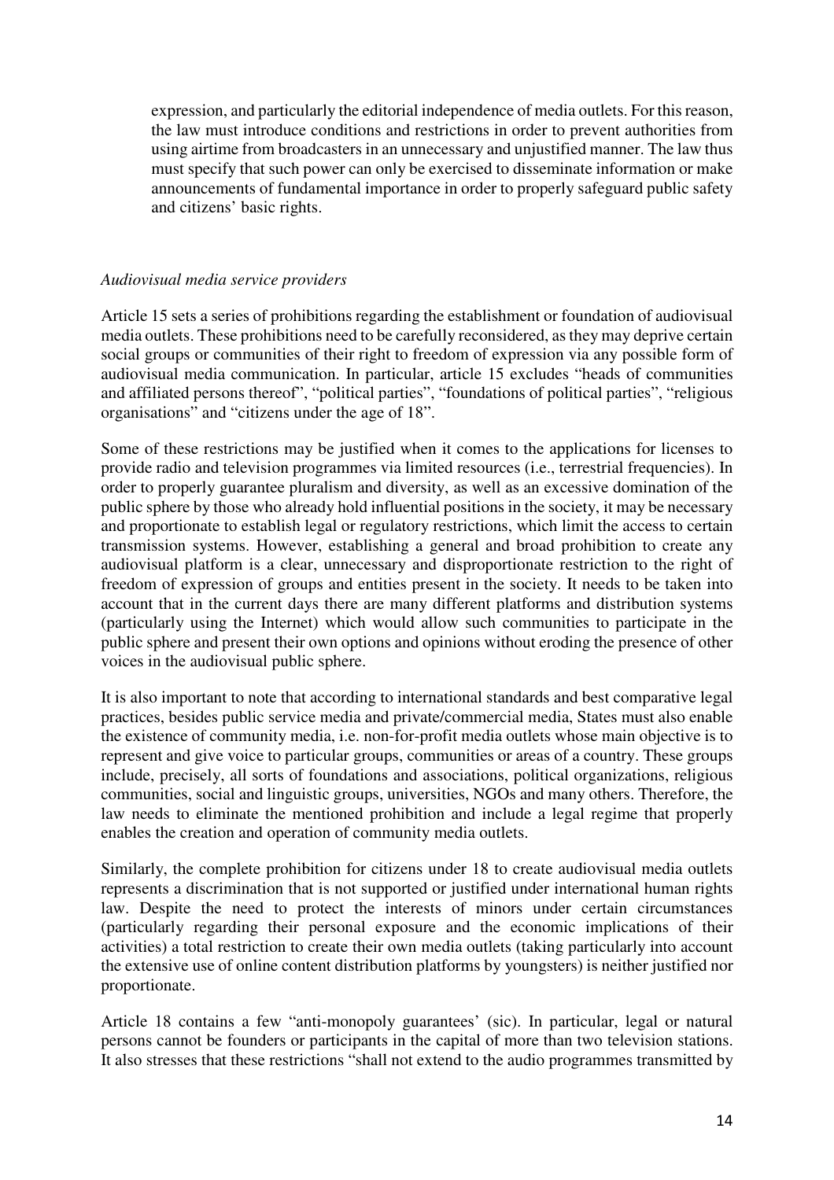expression, and particularly the editorial independence of media outlets. For this reason, the law must introduce conditions and restrictions in order to prevent authorities from using airtime from broadcasters in an unnecessary and unjustified manner. The law thus must specify that such power can only be exercised to disseminate information or make announcements of fundamental importance in order to properly safeguard public safety and citizens' basic rights.

*Audiovisual media service providers*

Article 15 sets a series of prohibitions regarding the establishment or foundation of audiovisual media outlets. These prohibitions need to be carefully reconsidered, as they may deprive certain social groups or communities of their right to freedom of expression via any possible form of audiovisual media communication. In particular, article 15 excludes "heads of communities and affiliated persons thereof", "political parties", "foundations of political parties", "religious organisations" and "citizens under the age of 18".

Some of these restrictions may be justified when it comes to the applications for licenses to provide radio and television programmes via limited resources (i.e., terrestrial frequencies). In order to properly guarantee pluralism and diversity, as well as an excessive domination of the public sphere by those who already hold influential positions in the society, it may be necessary and proportionate to establish legal or regulatory restrictions, which limit the access to certain transmission systems. However, establishing a general and broad prohibition to create any audiovisual platform is a clear, unnecessary and disproportionate restriction to the right of freedom of expression of groups and entities present in the society. It needs to be taken into account that in the current days there are many different platforms and distribution systems (particularly using the Internet) which would allow such communities to participate in the public sphere and present their own options and opinions without eroding the presence of other voices in the audiovisual public sphere.

It is also important to note that according to international standards and best comparative legal practices, besides public service media and private/commercial media, States must also enable the existence of community media, i.e. non-for-profit media outlets whose main objective is to represent and give voice to particular groups, communities or areas of a country. These groups include, precisely, all sorts of foundations and associations, political organizations, religious communities, social and linguistic groups, universities, NGOs and many others. Therefore, the law needs to eliminate the mentioned prohibition and include a legal regime that properly enables the creation and operation of community media outlets.

Similarly, the complete prohibition for citizens under 18 to create audiovisual media outlets represents a discrimination that is not supported or justified under international human rights law. Despite the need to protect the interests of minors under certain circumstances (particularly regarding their personal exposure and the economic implications of their activities) a total restriction to create their own media outlets (taking particularly into account the extensive use of online content distribution platforms by youngsters) is neither justified nor proportionate.

Article 18 contains a few "anti-monopoly guarantees' (sic). In particular, legal or natural persons cannot be founders or participants in the capital of more than two television stations. It also stresses that these restrictions "shall not extend to the audio programmes transmitted by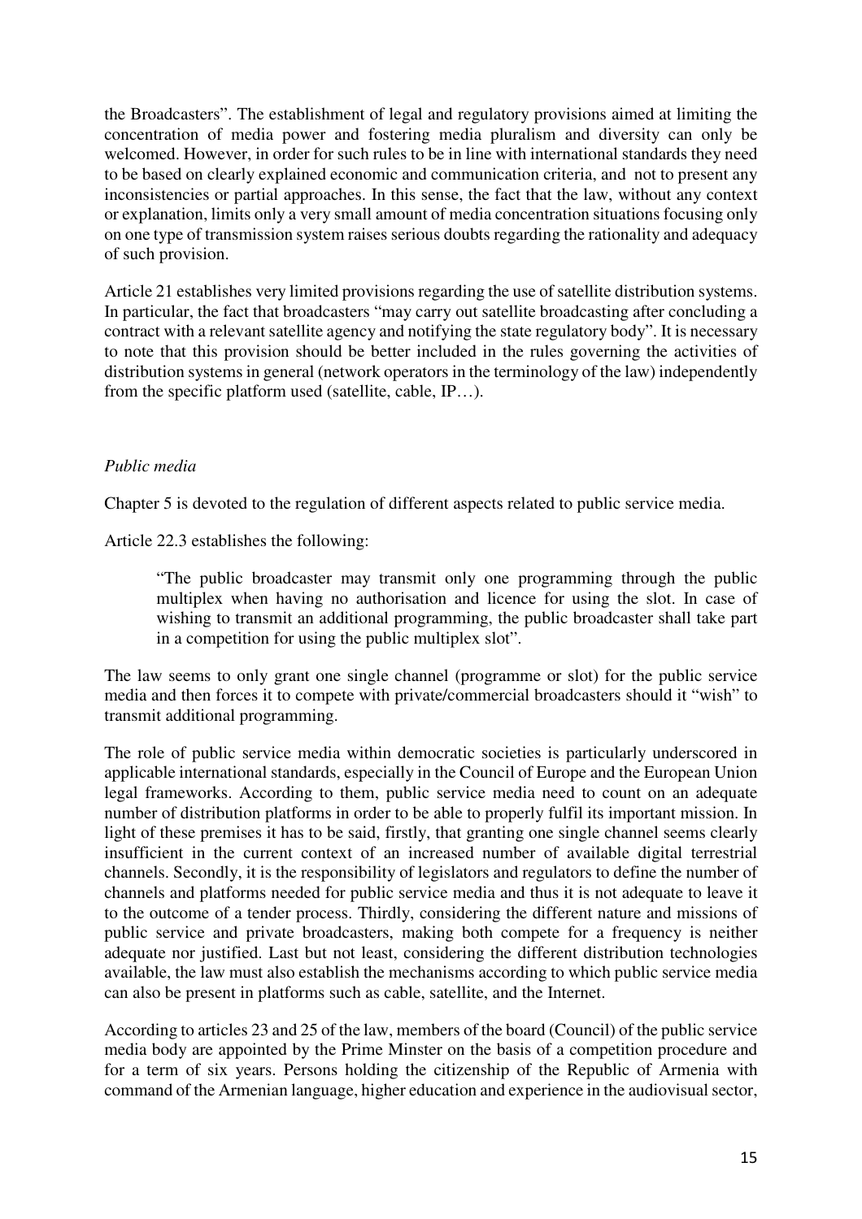the Broadcasters". The establishment of legal and regulatory provisions aimed at limiting the concentration of media power and fostering media pluralism and diversity can only be welcomed. However, in order for such rules to be in line with international standards they need to be based on clearly explained economic and communication criteria, and not to present any inconsistencies or partial approaches. In this sense, the fact that the law, without any context or explanation, limits only a very small amount of media concentration situations focusing only on one type of transmission system raises serious doubts regarding the rationality and adequacy of such provision.

Article 21 establishes very limited provisions regarding the use of satellite distribution systems. In particular, the fact that broadcasters "may carry out satellite broadcasting after concluding a contract with a relevant satellite agency and notifying the state regulatory body". It is necessary to note that this provision should be better included in the rules governing the activities of distribution systems in general (network operators in the terminology of the law) independently from the specific platform used (satellite, cable, IP…).

*Public media*

Chapter 5 is devoted to the regulation of different aspects related to public service media.

Article 22.3 establishes the following:

> "The public broadcaster may transmit only one programming through the public multiplex when having no authorisation and licence for using the slot. In case of wishing to transmit an additional programming, the public broadcaster shall take part in a competition for using the public multiplex slot".

The law seems to only grant one single channel (programme or slot) for the public service media and then forces it to compete with private/commercial broadcasters should it "wish" to transmit additional programming.

The role of public service media within democratic societies is particularly underscored in applicable international standards, especially in the Council of Europe and the European Union legal frameworks. According to them, public service media need to count on an adequate number of distribution platforms in order to be able to properly fulfil its important mission. In light of these premises it has to be said, firstly, that granting one single channel seems clearly insufficient in the current context of an increased number of available digital terrestrial channels. Secondly, it is the responsibility of legislators and regulators to define the number of channels and platforms needed for public service media and thus it is not adequate to leave it to the outcome of a tender process. Thirdly, considering the different nature and missions of public service and private broadcasters, making both compete for a frequency is neither adequate nor justified. Last but not least, considering the different distribution technologies available, the law must also establish the mechanisms according to which public service media can also be present in platforms such as cable, satellite, and the Internet.

According to articles 23 and 25 of the law, members of the board (Council) of the public service media body are appointed by the Prime Minster on the basis of a competition procedure and for a term of six years. Persons holding the citizenship of the Republic of Armenia with command of the Armenian language, higher education and experience in the audiovisual sector,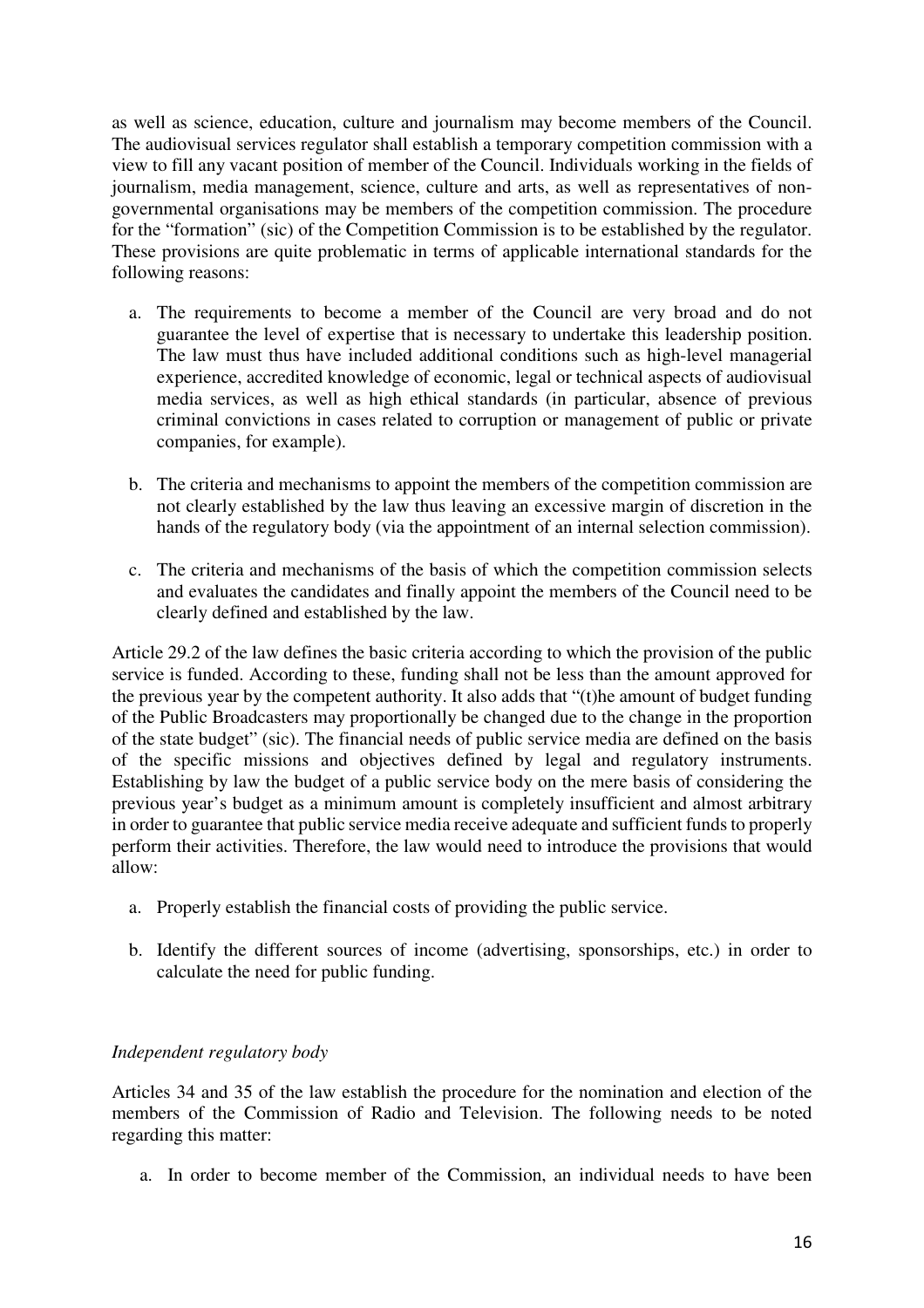as well as science, education, culture and journalism may become members of the Council. The audiovisual services regulator shall establish a temporary competition commission with a view to fill any vacant position of member of the Council. Individuals working in the fields of journalism, media management, science, culture and arts, as well as representatives of non-governmental organisations may be members of the competition commission. The procedure for the "formation" (sic) of the Competition Commission is to be established by the regulator. These provisions are quite problematic in terms of applicable international standards for the following reasons:

a. The requirements to become a member of the Council are very broad and do not guarantee the level of expertise that is necessary to undertake this leadership position. The law must thus have included additional conditions such as high-level managerial experience, accredited knowledge of economic, legal or technical aspects of audiovisual media services, as well as high ethical standards (in particular, absence of previous criminal convictions in cases related to corruption or management of public or private companies, for example).

b. The criteria and mechanisms to appoint the members of the competition commission are not clearly established by the law thus leaving an excessive margin of discretion in the hands of the regulatory body (via the appointment of an internal selection commission).

c. The criteria and mechanisms of the basis of which the competition commission selects and evaluates the candidates and finally appoint the members of the Council need to be clearly defined and established by the law.

Article 29.2 of the law defines the basic criteria according to which the provision of the public service is funded. According to these, funding shall not be less than the amount approved for the previous year by the competent authority. It also adds that "(t)he amount of budget funding of the Public Broadcasters may proportionally be changed due to the change in the proportion of the state budget" (sic). The financial needs of public service media are defined on the basis of the specific missions and objectives defined by legal and regulatory instruments. Establishing by law the budget of a public service body on the mere basis of considering the previous year's budget as a minimum amount is completely insufficient and almost arbitrary in order to guarantee that public service media receive adequate and sufficient funds to properly perform their activities. Therefore, the law would need to introduce the provisions that would allow:

a. Properly establish the financial costs of providing the public service.

b. Identify the different sources of income (advertising, sponsorships, etc.) in order to calculate the need for public funding.

*Independent regulatory body*

Articles 34 and 35 of the law establish the procedure for the nomination and election of the members of the Commission of Radio and Television. The following needs to be noted regarding this matter:

a. In order to become member of the Commission, an individual needs to have been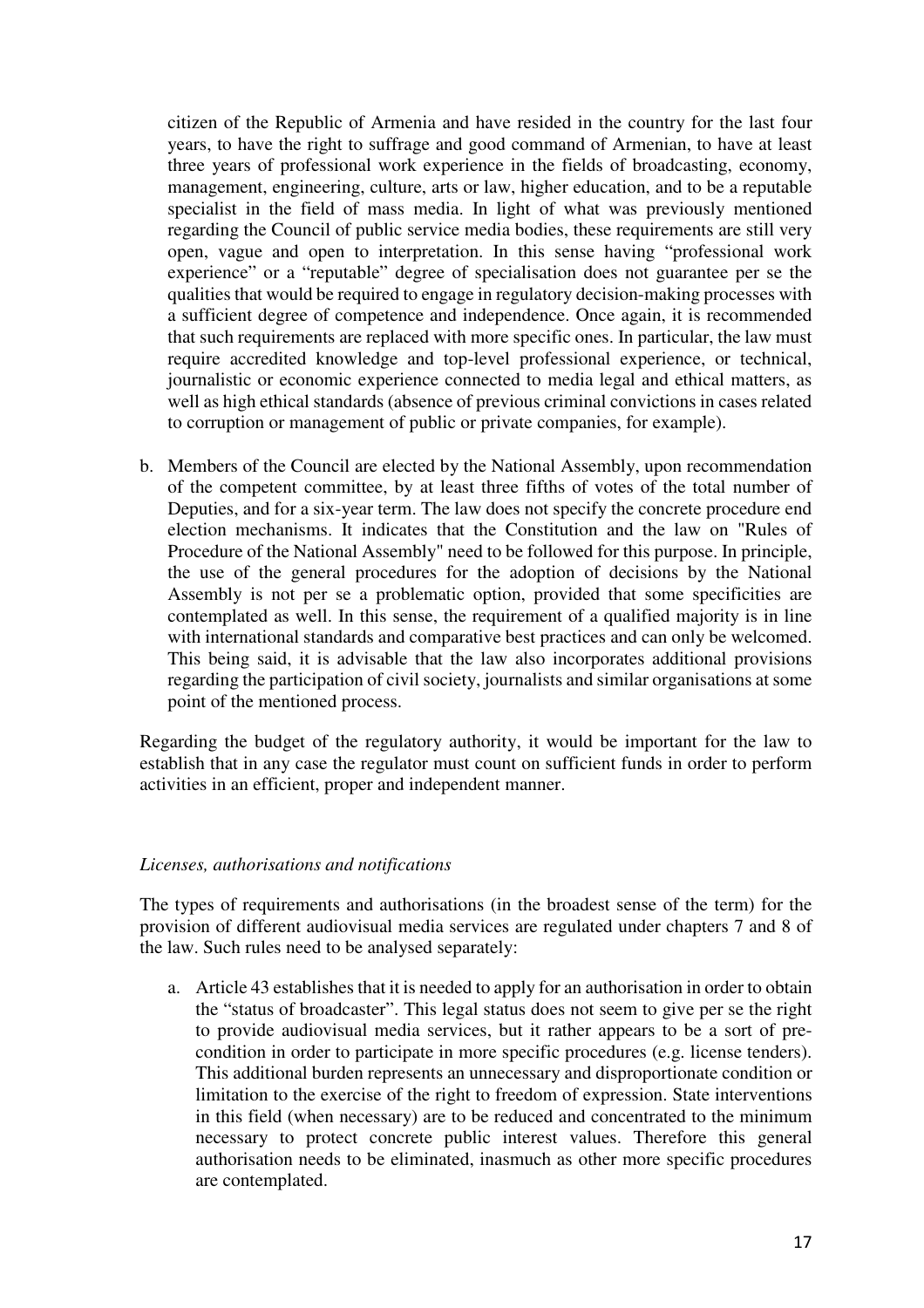citizen of the Republic of Armenia and have resided in the country for the last four years, to have the right to suffrage and good command of Armenian, to have at least three years of professional work experience in the fields of broadcasting, economy, management, engineering, culture, arts or law, higher education, and to be a reputable specialist in the field of mass media. In light of what was previously mentioned regarding the Council of public service media bodies, these requirements are still very open, vague and open to interpretation. In this sense having "professional work experience" or a "reputable" degree of specialisation does not guarantee per se the qualities that would be required to engage in regulatory decision-making processes with a sufficient degree of competence and independence. Once again, it is recommended that such requirements are replaced with more specific ones. In particular, the law must require accredited knowledge and top-level professional experience, or technical, journalistic or economic experience connected to media legal and ethical matters, as well as high ethical standards (absence of previous criminal convictions in cases related to corruption or management of public or private companies, for example).

b. Members of the Council are elected by the National Assembly, upon recommendation of the competent committee, by at least three fifths of votes of the total number of Deputies, and for a six-year term. The law does not specify the concrete procedure end election mechanisms. It indicates that the Constitution and the law on "Rules of Procedure of the National Assembly" need to be followed for this purpose. In principle, the use of the general procedures for the adoption of decisions by the National Assembly is not per se a problematic option, provided that some specificities are contemplated as well. In this sense, the requirement of a qualified majority is in line with international standards and comparative best practices and can only be welcomed. This being said, it is advisable that the law also incorporates additional provisions regarding the participation of civil society, journalists and similar organisations at some point of the mentioned process.

Regarding the budget of the regulatory authority, it would be important for the law to establish that in any case the regulator must count on sufficient funds in order to perform activities in an efficient, proper and independent manner.

*Licenses, authorisations and notifications*

The types of requirements and authorisations (in the broadest sense of the term) for the provision of different audiovisual media services are regulated under chapters 7 and 8 of the law. Such rules need to be analysed separately:

a. Article 43 establishes that it is needed to apply for an authorisation in order to obtain the "status of broadcaster". This legal status does not seem to give per se the right to provide audiovisual media services, but it rather appears to be a sort of pre-condition in order to participate in more specific procedures (e.g. license tenders). This additional burden represents an unnecessary and disproportionate condition or limitation to the exercise of the right to freedom of expression. State interventions in this field (when necessary) are to be reduced and concentrated to the minimum necessary to protect concrete public interest values. Therefore this general authorisation needs to be eliminated, inasmuch as other more specific procedures are contemplated.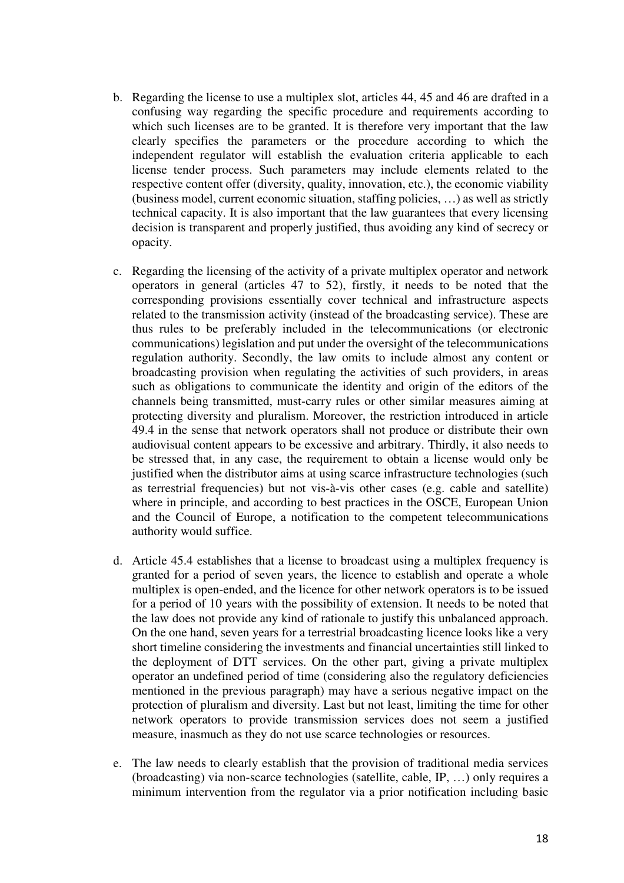b. Regarding the license to use a multiplex slot, articles 44, 45 and 46 are drafted in a confusing way regarding the specific procedure and requirements according to which such licenses are to be granted. It is therefore very important that the law clearly specifies the parameters or the procedure according to which the independent regulator will establish the evaluation criteria applicable to each license tender process. Such parameters may include elements related to the respective content offer (diversity, quality, innovation, etc.), the economic viability (business model, current economic situation, staffing policies, …) as well as strictly technical capacity. It is also important that the law guarantees that every licensing decision is transparent and properly justified, thus avoiding any kind of secrecy or opacity.

c. Regarding the licensing of the activity of a private multiplex operator and network operators in general (articles 47 to 52), firstly, it needs to be noted that the corresponding provisions essentially cover technical and infrastructure aspects related to the transmission activity (instead of the broadcasting service). These are thus rules to be preferably included in the telecommunications (or electronic communications) legislation and put under the oversight of the telecommunications regulation authority. Secondly, the law omits to include almost any content or broadcasting provision when regulating the activities of such providers, in areas such as obligations to communicate the identity and origin of the editors of the channels being transmitted, must-carry rules or other similar measures aiming at protecting diversity and pluralism. Moreover, the restriction introduced in article 49.4 in the sense that network operators shall not produce or distribute their own audiovisual content appears to be excessive and arbitrary. Thirdly, it also needs to be stressed that, in any case, the requirement to obtain a license would only be justified when the distributor aims at using scarce infrastructure technologies (such as terrestrial frequencies) but not vis-à-vis other cases (e.g. cable and satellite) where in principle, and according to best practices in the OSCE, European Union and the Council of Europe, a notification to the competent telecommunications authority would suffice.

d. Article 45.4 establishes that a license to broadcast using a multiplex frequency is granted for a period of seven years, the licence to establish and operate a whole multiplex is open-ended, and the licence for other network operators is to be issued for a period of 10 years with the possibility of extension. It needs to be noted that the law does not provide any kind of rationale to justify this unbalanced approach. On the one hand, seven years for a terrestrial broadcasting licence looks like a very short timeline considering the investments and financial uncertainties still linked to the deployment of DTT services. On the other part, giving a private multiplex operator an undefined period of time (considering also the regulatory deficiencies mentioned in the previous paragraph) may have a serious negative impact on the protection of pluralism and diversity. Last but not least, limiting the time for other network operators to provide transmission services does not seem a justified measure, inasmuch as they do not use scarce technologies or resources.

e. The law needs to clearly establish that the provision of traditional media services (broadcasting) via non-scarce technologies (satellite, cable, IP, …) only requires a minimum intervention from the regulator via a prior notification including basic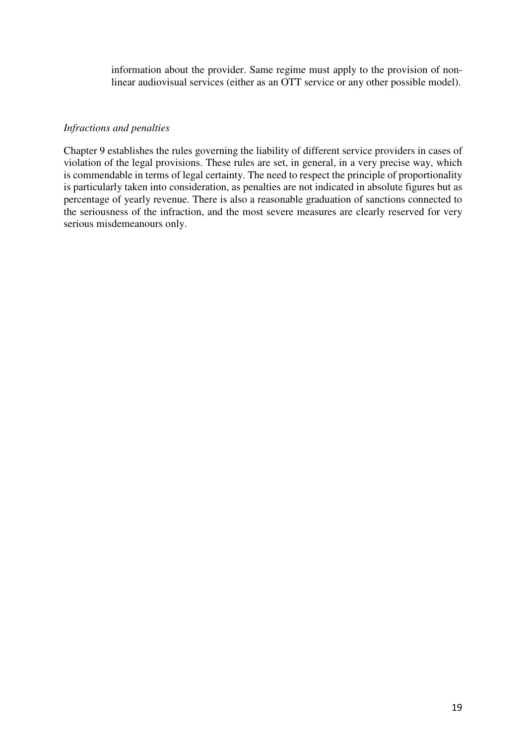information about the provider. Same regime must apply to the provision of non-linear audiovisual services (either as an OTT service or any other possible model).

*Infractions and penalties*

Chapter 9 establishes the rules governing the liability of different service providers in cases of violation of the legal provisions. These rules are set, in general, in a very precise way, which is commendable in terms of legal certainty. The need to respect the principle of proportionality is particularly taken into consideration, as penalties are not indicated in absolute figures but as percentage of yearly revenue. There is also a reasonable graduation of sanctions connected to the seriousness of the infraction, and the most severe measures are clearly reserved for very serious misdemeanours only.